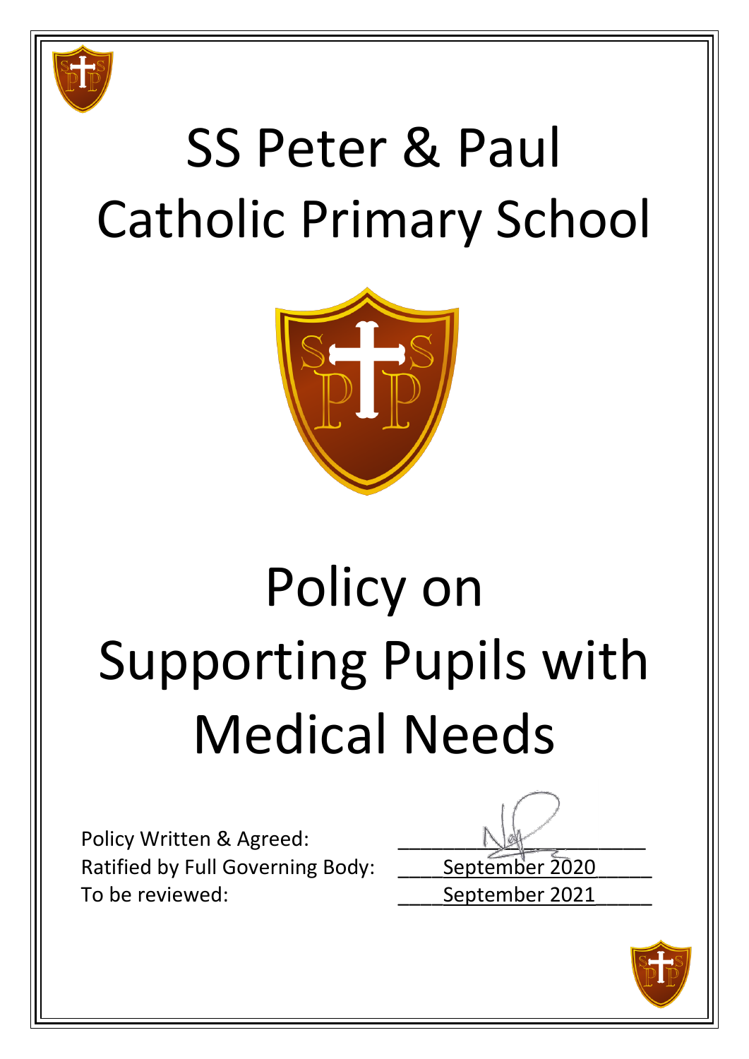# SS Peter & Paul Catholic Primary School

# Policy on Supporting Pupils with Medical Needs

Policy Written & Agreed:

Ratified by Full Governing Body: September 2020

To be reviewed: September 2021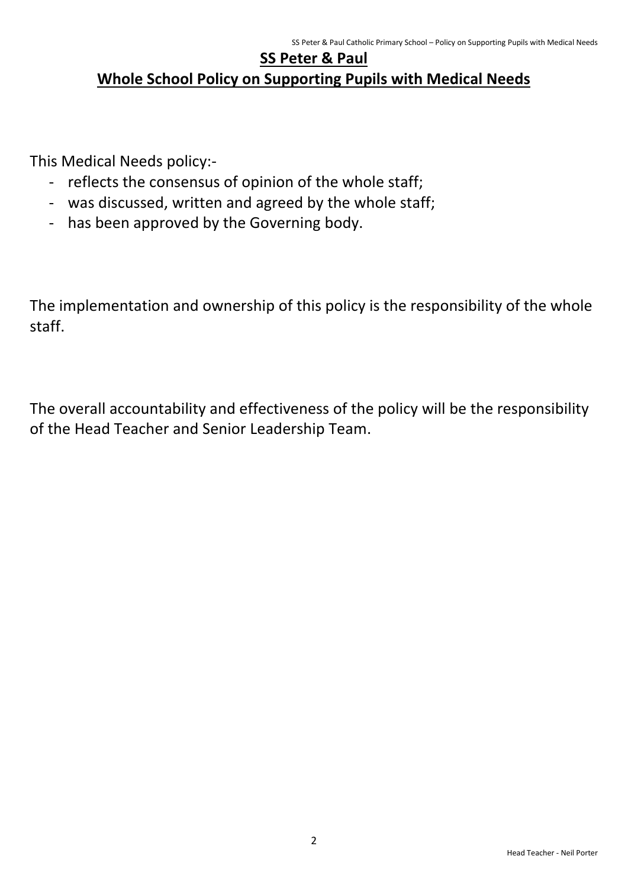# SS Peter & Paul

## Whole School Policy on Supporting Pupils with Medical Needs

This Medical Needs policy:-

- reflects the consensus of opinion of the whole staff;
- was discussed, written and agreed by the whole staff;
- has been approved by the Governing body.

The implementation and ownership of this policy is the responsibility of the whole staff.

The overall accountability and effectiveness of the policy will be the responsibility of the Head Teacher and Senior Leadership Team.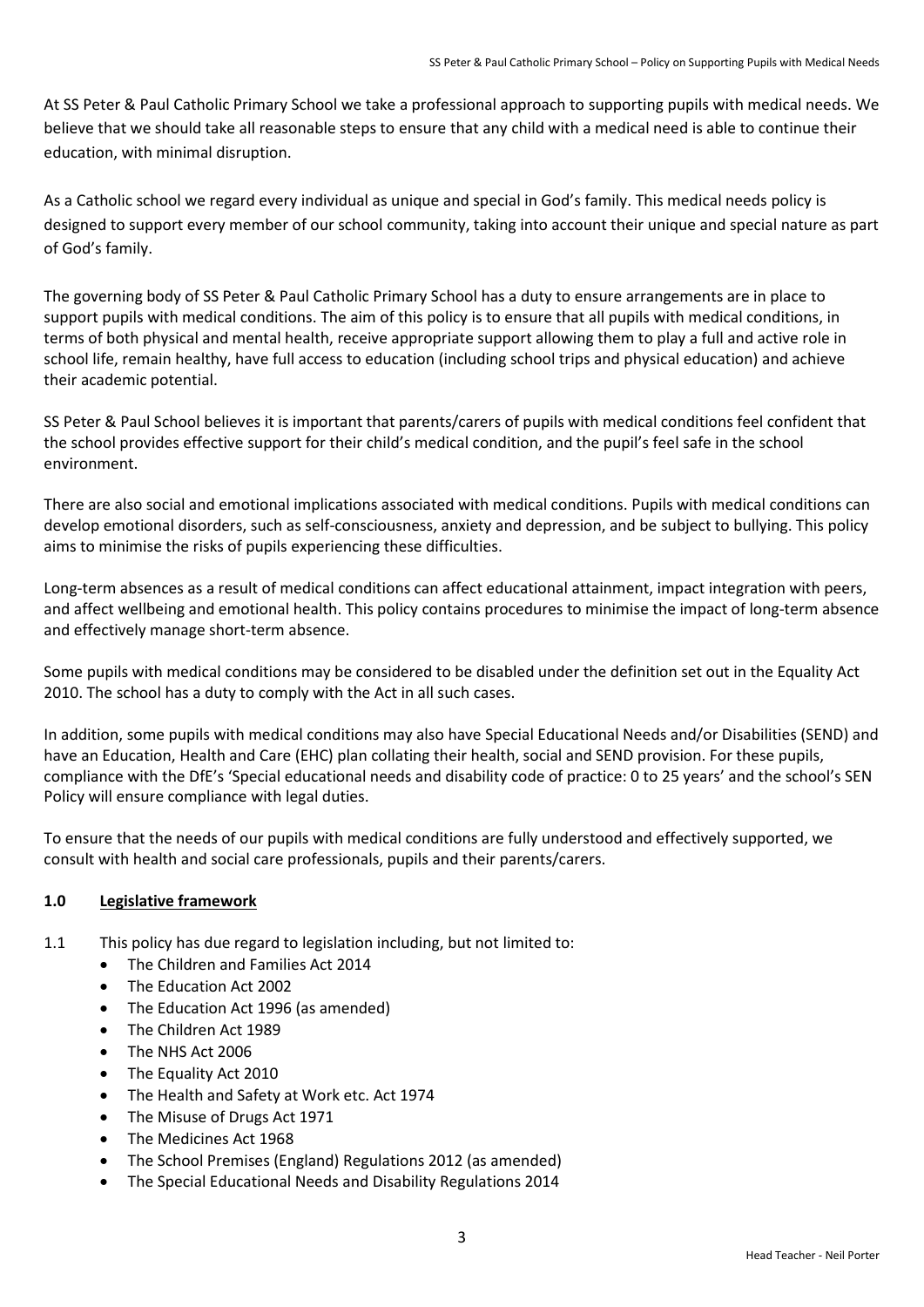At SS Peter & Paul Catholic Primary School we take a professional approach to supporting pupils with medical needs. We believe that we should take all reasonable steps to ensure that any child with a medical need is able to continue their education, with minimal disruption.

As a Catholic school we regard every individual as unique and special in God's family. This medical needs policy is designed to support every member of our school community, taking into account their unique and special nature as part of God's family.

The governing body of SS Peter & Paul Catholic Primary School has a duty to ensure arrangements are in place to support pupils with medical conditions. The aim of this policy is to ensure that all pupils with medical conditions, in terms of both physical and mental health, receive appropriate support allowing them to play a full and active role in school life, remain healthy, have full access to education (including school trips and physical education) and achieve their academic potential.

SS Peter & Paul School believes it is important that parents/carers of pupils with medical conditions feel confident that the school provides effective support for their child's medical condition, and the pupil's feel safe in the school environment.

There are also social and emotional implications associated with medical conditions. Pupils with medical conditions can develop emotional disorders, such as self-consciousness, anxiety and depression, and be subject to bullying. This policy aims to minimise the risks of pupils experiencing these difficulties.

Long-term absences as a result of medical conditions can affect educational attainment, impact integration with peers, and affect wellbeing and emotional health. This policy contains procedures to minimise the impact of long-term absence and effectively manage short-term absence.

Some pupils with medical conditions may be considered to be disabled under the definition set out in the Equality Act 2010. The school has a duty to comply with the Act in all such cases.

In addition, some pupils with medical conditions may also have Special Educational Needs and/or Disabilities (SEND) and have an Education, Health and Care (EHC) plan collating their health, social and SEND provision. For these pupils, compliance with the DfE's 'Special educational needs and disability code of practice: 0 to 25 years' and the school's SEN Policy will ensure compliance with legal duties.

To ensure that the needs of our pupils with medical conditions are fully understood and effectively supported, we consult with health and social care professionals, pupils and their parents/carers.

## 1.0 Legislative framework

1.1 This policy has due regard to legislation including, but not limited to:

- The Children and Families Act 2014
- The Education Act 2002
- The Education Act 1996 (as amended)
- The Children Act 1989
- The NHS Act 2006
- The Equality Act 2010
- The Health and Safety at Work etc. Act 1974
- The Misuse of Drugs Act 1971
- The Medicines Act 1968
- The School Premises (England) Regulations 2012 (as amended)
- The Special Educational Needs and Disability Regulations 2014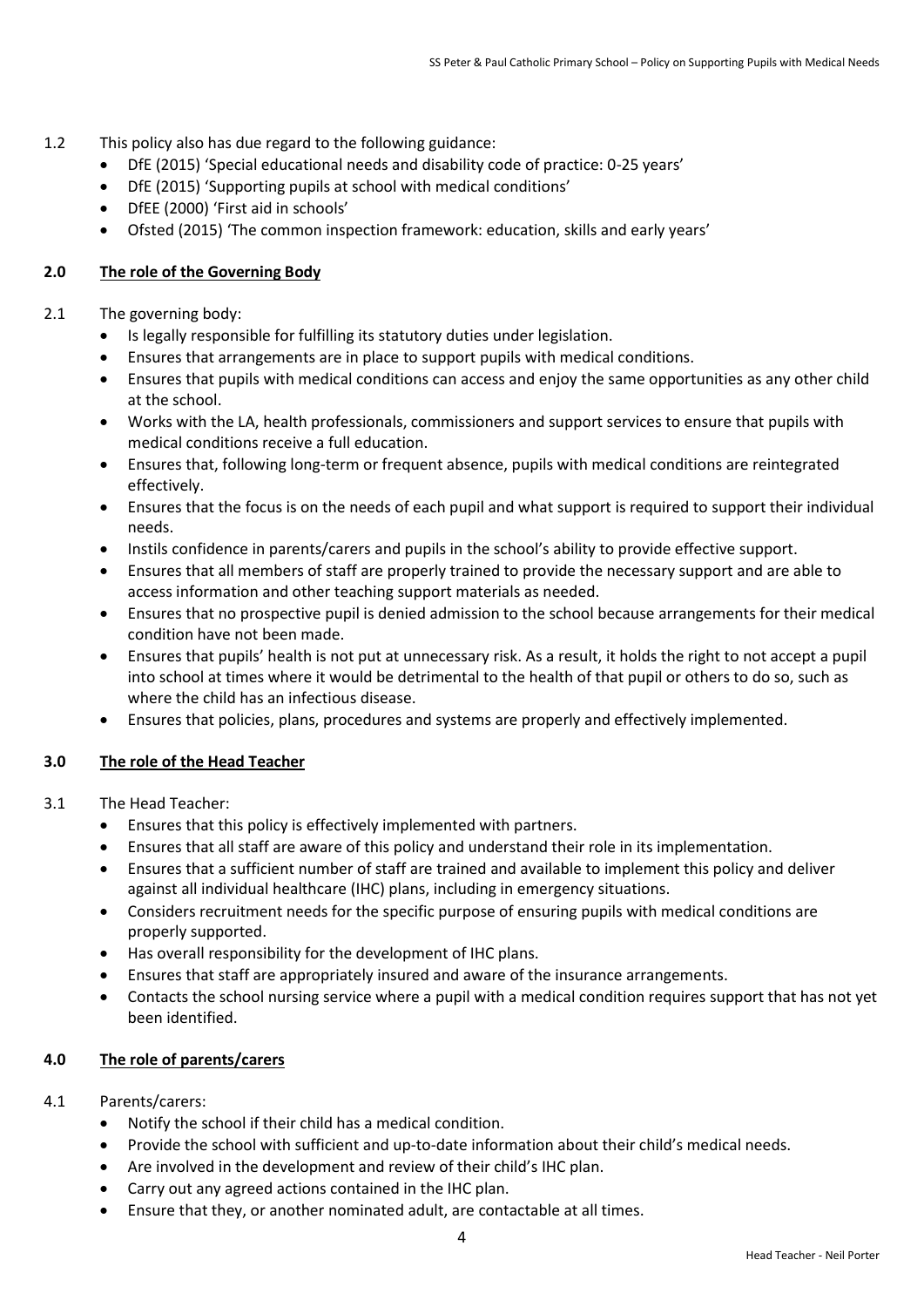1.2 This policy also has due regard to the following guidance:

- DfE (2015) 'Special educational needs and disability code of practice: 0-25 years'
- DfE (2015) 'Supporting pupils at school with medical conditions'
- DfEE (2000) 'First aid in schools'
- Ofsted (2015) 'The common inspection framework: education, skills and early years'

## 2.0 The role of the Governing Body

2.1 The governing body:

- Is legally responsible for fulfilling its statutory duties under legislation.
- Ensures that arrangements are in place to support pupils with medical conditions.
- Ensures that pupils with medical conditions can access and enjoy the same opportunities as any other child at the school.
- Works with the LA, health professionals, commissioners and support services to ensure that pupils with medical conditions receive a full education.
- Ensures that, following long-term or frequent absence, pupils with medical conditions are reintegrated effectively.
- Ensures that the focus is on the needs of each pupil and what support is required to support their individual needs.
- Instils confidence in parents/carers and pupils in the school's ability to provide effective support.
- Ensures that all members of staff are properly trained to provide the necessary support and are able to access information and other teaching support materials as needed.
- Ensures that no prospective pupil is denied admission to the school because arrangements for their medical condition have not been made.
- Ensures that pupils' health is not put at unnecessary risk. As a result, it holds the right to not accept a pupil into school at times where it would be detrimental to the health of that pupil or others to do so, such as where the child has an infectious disease.
- Ensures that policies, plans, procedures and systems are properly and effectively implemented.

## 3.0 The role of the Head Teacher

3.1 The Head Teacher:

- Ensures that this policy is effectively implemented with partners.
- Ensures that all staff are aware of this policy and understand their role in its implementation.
- Ensures that a sufficient number of staff are trained and available to implement this policy and deliver against all individual healthcare (IHC) plans, including in emergency situations.
- Considers recruitment needs for the specific purpose of ensuring pupils with medical conditions are properly supported.
- Has overall responsibility for the development of IHC plans.
- Ensures that staff are appropriately insured and aware of the insurance arrangements.
- Contacts the school nursing service where a pupil with a medical condition requires support that has not yet been identified.

## 4.0 The role of parents/carers

4.1 Parents/carers:

- Notify the school if their child has a medical condition.
- Provide the school with sufficient and up-to-date information about their child's medical needs.
- Are involved in the development and review of their child's IHC plan.
- Carry out any agreed actions contained in the IHC plan.
- Ensure that they, or another nominated adult, are contactable at all times.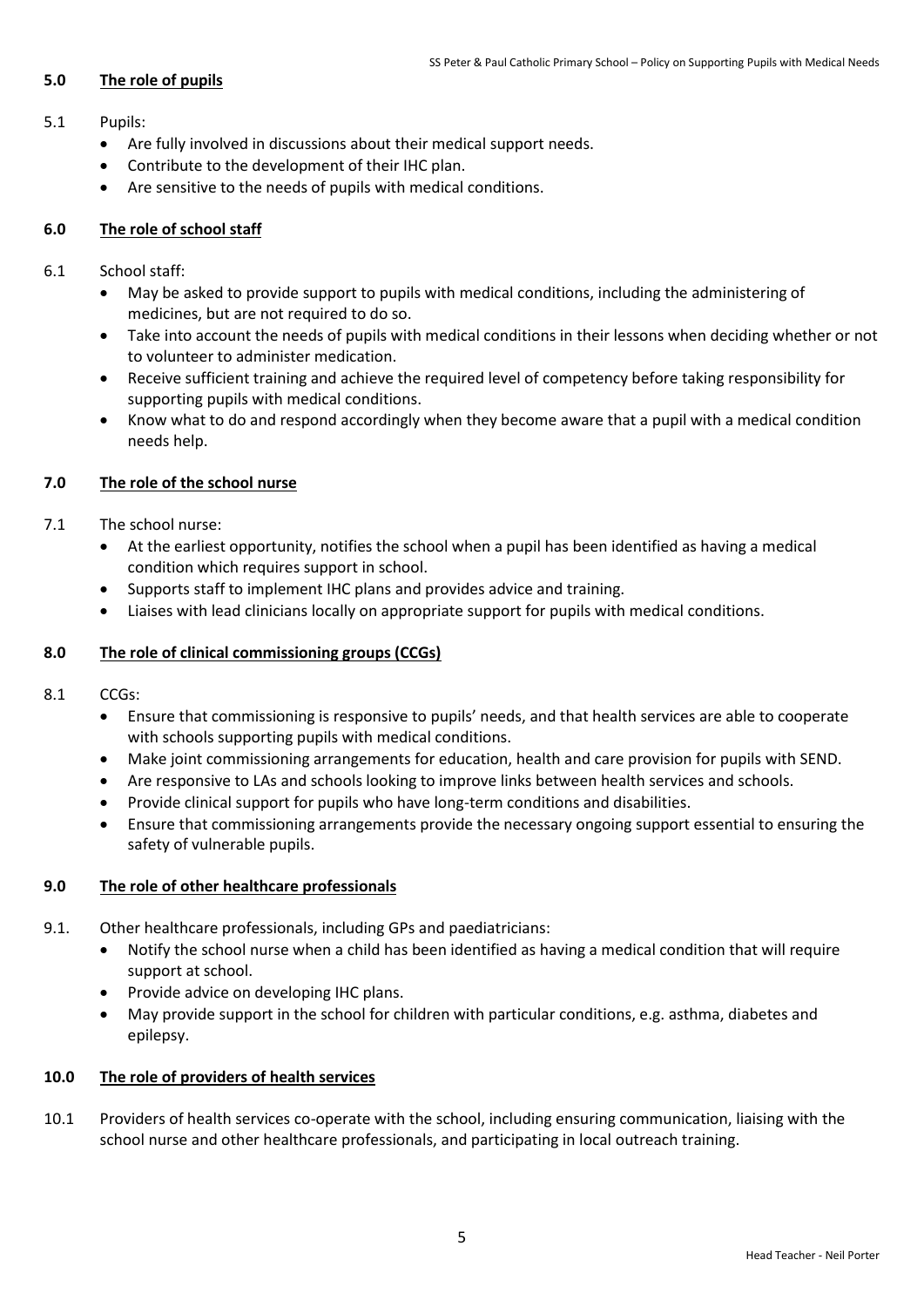## 5.0 The role of pupils

5.1 Pupils:

- Are fully involved in discussions about their medical support needs.
- Contribute to the development of their IHC plan.
- Are sensitive to the needs of pupils with medical conditions.

## 6.0 The role of school staff

6.1 School staff:

- May be asked to provide support to pupils with medical conditions, including the administering of medicines, but are not required to do so.
- Take into account the needs of pupils with medical conditions in their lessons when deciding whether or not to volunteer to administer medication.
- Receive sufficient training and achieve the required level of competency before taking responsibility for supporting pupils with medical conditions.
- Know what to do and respond accordingly when they become aware that a pupil with a medical condition needs help.

## 7.0 The role of the school nurse

7.1 The school nurse:

- At the earliest opportunity, notifies the school when a pupil has been identified as having a medical condition which requires support in school.
- Supports staff to implement IHC plans and provides advice and training.
- Liaises with lead clinicians locally on appropriate support for pupils with medical conditions.

## 8.0 The role of clinical commissioning groups (CCGs)

8.1 CCGs:

- Ensure that commissioning is responsive to pupils' needs, and that health services are able to cooperate with schools supporting pupils with medical conditions.
- Make joint commissioning arrangements for education, health and care provision for pupils with SEND.
- Are responsive to LAs and schools looking to improve links between health services and schools.
- Provide clinical support for pupils who have long-term conditions and disabilities.
- Ensure that commissioning arrangements provide the necessary ongoing support essential to ensuring the safety of vulnerable pupils.

## 9.0 The role of other healthcare professionals

9.1. Other healthcare professionals, including GPs and paediatricians:

- Notify the school nurse when a child has been identified as having a medical condition that will require support at school.
- Provide advice on developing IHC plans.
- May provide support in the school for children with particular conditions, e.g. asthma, diabetes and epilepsy.

## 10.0 The role of providers of health services

10.1 Providers of health services co-operate with the school, including ensuring communication, liaising with the school nurse and other healthcare professionals, and participating in local outreach training.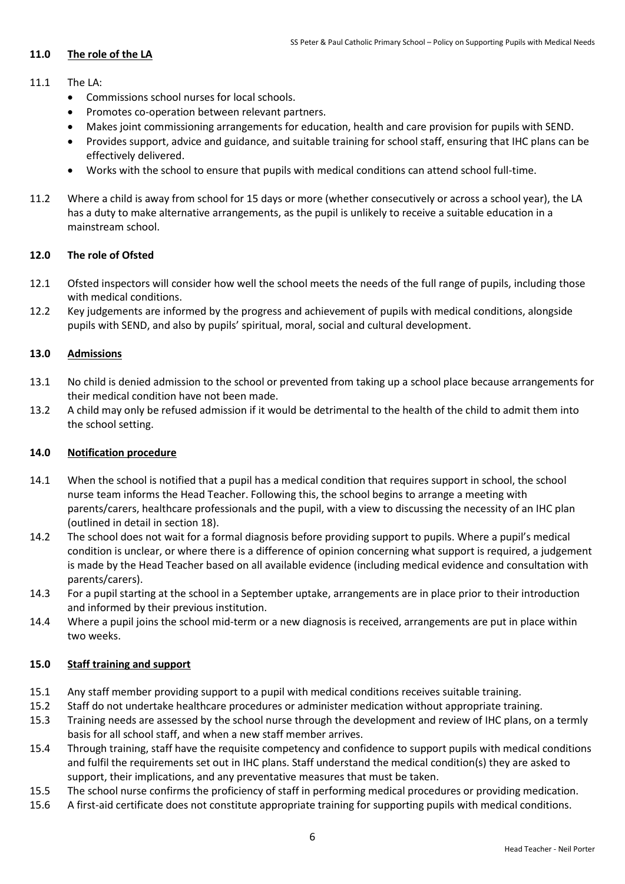## 11.0 The role of the LA

11.1 The LA:

- Commissions school nurses for local schools.
- Promotes co-operation between relevant partners.
- Makes joint commissioning arrangements for education, health and care provision for pupils with SEND.
- Provides support, advice and guidance, and suitable training for school staff, ensuring that IHC plans can be effectively delivered.
- Works with the school to ensure that pupils with medical conditions can attend school full-time.

11.2 Where a child is away from school for 15 days or more (whether consecutively or across a school year), the LA has a duty to make alternative arrangements, as the pupil is unlikely to receive a suitable education in a mainstream school.

## 12.0 The role of Ofsted

12.1 Ofsted inspectors will consider how well the school meets the needs of the full range of pupils, including those with medical conditions.

12.2 Key judgements are informed by the progress and achievement of pupils with medical conditions, alongside pupils with SEND, and also by pupils' spiritual, moral, social and cultural development.

## 13.0 Admissions

13.1 No child is denied admission to the school or prevented from taking up a school place because arrangements for their medical condition have not been made.

13.2 A child may only be refused admission if it would be detrimental to the health of the child to admit them into the school setting.

## 14.0 Notification procedure

14.1 When the school is notified that a pupil has a medical condition that requires support in school, the school nurse team informs the Head Teacher. Following this, the school begins to arrange a meeting with parents/carers, healthcare professionals and the pupil, with a view to discussing the necessity of an IHC plan (outlined in detail in section 18).

14.2 The school does not wait for a formal diagnosis before providing support to pupils. Where a pupil's medical condition is unclear, or where there is a difference of opinion concerning what support is required, a judgement is made by the Head Teacher based on all available evidence (including medical evidence and consultation with parents/carers).

14.3 For a pupil starting at the school in a September uptake, arrangements are in place prior to their introduction and informed by their previous institution.

14.4 Where a pupil joins the school mid-term or a new diagnosis is received, arrangements are put in place within two weeks.

## 15.0 Staff training and support

15.1 Any staff member providing support to a pupil with medical conditions receives suitable training.

15.2 Staff do not undertake healthcare procedures or administer medication without appropriate training.

15.3 Training needs are assessed by the school nurse through the development and review of IHC plans, on a termly basis for all school staff, and when a new staff member arrives.

15.4 Through training, staff have the requisite competency and confidence to support pupils with medical conditions and fulfil the requirements set out in IHC plans. Staff understand the medical condition(s) they are asked to support, their implications, and any preventative measures that must be taken.

15.5 The school nurse confirms the proficiency of staff in performing medical procedures or providing medication.

15.6 A first-aid certificate does not constitute appropriate training for supporting pupils with medical conditions.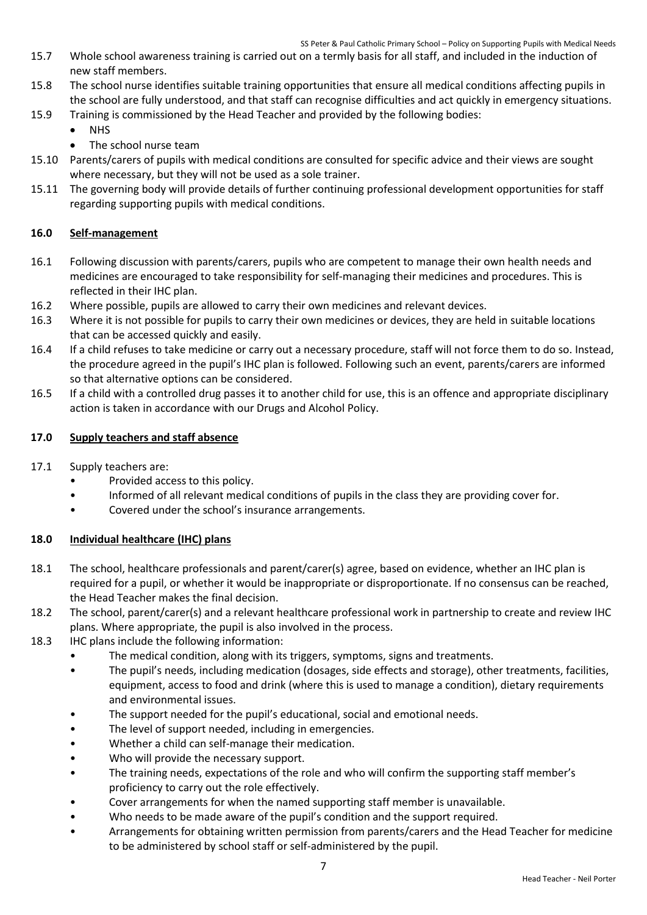15.7 Whole school awareness training is carried out on a termly basis for all staff, and included in the induction of new staff members.

15.8 The school nurse identifies suitable training opportunities that ensure all medical conditions affecting pupils in the school are fully understood, and that staff can recognise difficulties and act quickly in emergency situations.

15.9 Training is commissioned by the Head Teacher and provided by the following bodies:

- NHS
- The school nurse team

15.10 Parents/carers of pupils with medical conditions are consulted for specific advice and their views are sought where necessary, but they will not be used as a sole trainer.

15.11 The governing body will provide details of further continuing professional development opportunities for staff regarding supporting pupils with medical conditions.

## 16.0 Self-management

16.1 Following discussion with parents/carers, pupils who are competent to manage their own health needs and medicines are encouraged to take responsibility for self-managing their medicines and procedures. This is reflected in their IHC plan.

16.2 Where possible, pupils are allowed to carry their own medicines and relevant devices.

16.3 Where it is not possible for pupils to carry their own medicines or devices, they are held in suitable locations that can be accessed quickly and easily.

16.4 If a child refuses to take medicine or carry out a necessary procedure, staff will not force them to do so. Instead, the procedure agreed in the pupil's IHC plan is followed. Following such an event, parents/carers are informed so that alternative options can be considered.

16.5 If a child with a controlled drug passes it to another child for use, this is an offence and appropriate disciplinary action is taken in accordance with our Drugs and Alcohol Policy.

## 17.0 Supply teachers and staff absence

17.1 Supply teachers are:

- Provided access to this policy.
- Informed of all relevant medical conditions of pupils in the class they are providing cover for.
- Covered under the school's insurance arrangements.

## 18.0 Individual healthcare (IHC) plans

18.1 The school, healthcare professionals and parent/carer(s) agree, based on evidence, whether an IHC plan is required for a pupil, or whether it would be inappropriate or disproportionate. If no consensus can be reached, the Head Teacher makes the final decision.

18.2 The school, parent/carer(s) and a relevant healthcare professional work in partnership to create and review IHC plans. Where appropriate, the pupil is also involved in the process.

18.3 IHC plans include the following information:

- The medical condition, along with its triggers, symptoms, signs and treatments.
- The pupil's needs, including medication (dosages, side effects and storage), other treatments, facilities, equipment, access to food and drink (where this is used to manage a condition), dietary requirements and environmental issues.
- The support needed for the pupil's educational, social and emotional needs.
- The level of support needed, including in emergencies.
- Whether a child can self-manage their medication.
- Who will provide the necessary support.
- The training needs, expectations of the role and who will confirm the supporting staff member's proficiency to carry out the role effectively.
- Cover arrangements for when the named supporting staff member is unavailable.
- Who needs to be made aware of the pupil's condition and the support required.
- Arrangements for obtaining written permission from parents/carers and the Head Teacher for medicine to be administered by school staff or self-administered by the pupil.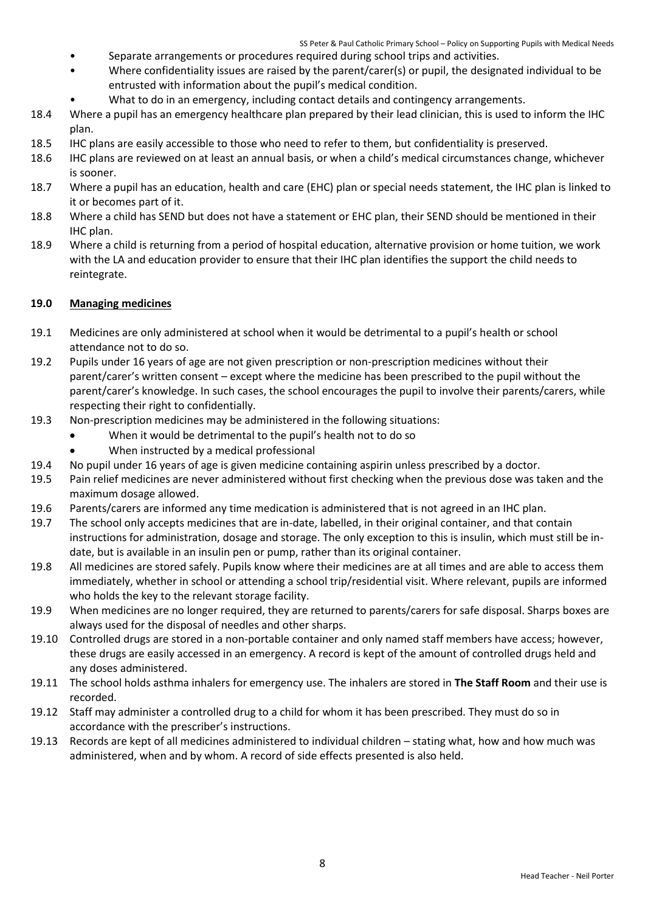- Separate arrangements or procedures required during school trips and activities.
- Where confidentiality issues are raised by the parent/carer(s) or pupil, the designated individual to be entrusted with information about the pupil's medical condition.
- What to do in an emergency, including contact details and contingency arrangements.

18.4 Where a pupil has an emergency healthcare plan prepared by their lead clinician, this is used to inform the IHC plan.

18.5 IHC plans are easily accessible to those who need to refer to them, but confidentiality is preserved.

18.6 IHC plans are reviewed on at least an annual basis, or when a child's medical circumstances change, whichever is sooner.

18.7 Where a pupil has an education, health and care (EHC) plan or special needs statement, the IHC plan is linked to it or becomes part of it.

18.8 Where a child has SEND but does not have a statement or EHC plan, their SEND should be mentioned in their IHC plan.

18.9 Where a child is returning from a period of hospital education, alternative provision or home tuition, we work with the LA and education provider to ensure that their IHC plan identifies the support the child needs to reintegrate.

## 19.0 Managing medicines

19.1 Medicines are only administered at school when it would be detrimental to a pupil's health or school attendance not to do so.

19.2 Pupils under 16 years of age are not given prescription or non-prescription medicines without their parent/carer's written consent – except where the medicine has been prescribed to the pupil without the parent/carer's knowledge. In such cases, the school encourages the pupil to involve their parents/carers, while respecting their right to confidentially.

19.3 Non-prescription medicines may be administered in the following situations:

- When it would be detrimental to the pupil's health not to do so
- When instructed by a medical professional

19.4 No pupil under 16 years of age is given medicine containing aspirin unless prescribed by a doctor.

19.5 Pain relief medicines are never administered without first checking when the previous dose was taken and the maximum dosage allowed.

19.6 Parents/carers are informed any time medication is administered that is not agreed in an IHC plan.

19.7 The school only accepts medicines that are in-date, labelled, in their original container, and that contain instructions for administration, dosage and storage. The only exception to this is insulin, which must still be in-date, but is available in an insulin pen or pump, rather than its original container.

19.8 All medicines are stored safely. Pupils know where their medicines are at all times and are able to access them immediately, whether in school or attending a school trip/residential visit. Where relevant, pupils are informed who holds the key to the relevant storage facility.

19.9 When medicines are no longer required, they are returned to parents/carers for safe disposal. Sharps boxes are always used for the disposal of needles and other sharps.

19.10 Controlled drugs are stored in a non-portable container and only named staff members have access; however, these drugs are easily accessed in an emergency. A record is kept of the amount of controlled drugs held and any doses administered.

19.11 The school holds asthma inhalers for emergency use. The inhalers are stored in **The Staff Room** and their use is recorded.

19.12 Staff may administer a controlled drug to a child for whom it has been prescribed. They must do so in accordance with the prescriber's instructions.

19.13 Records are kept of all medicines administered to individual children – stating what, how and how much was administered, when and by whom. A record of side effects presented is also held.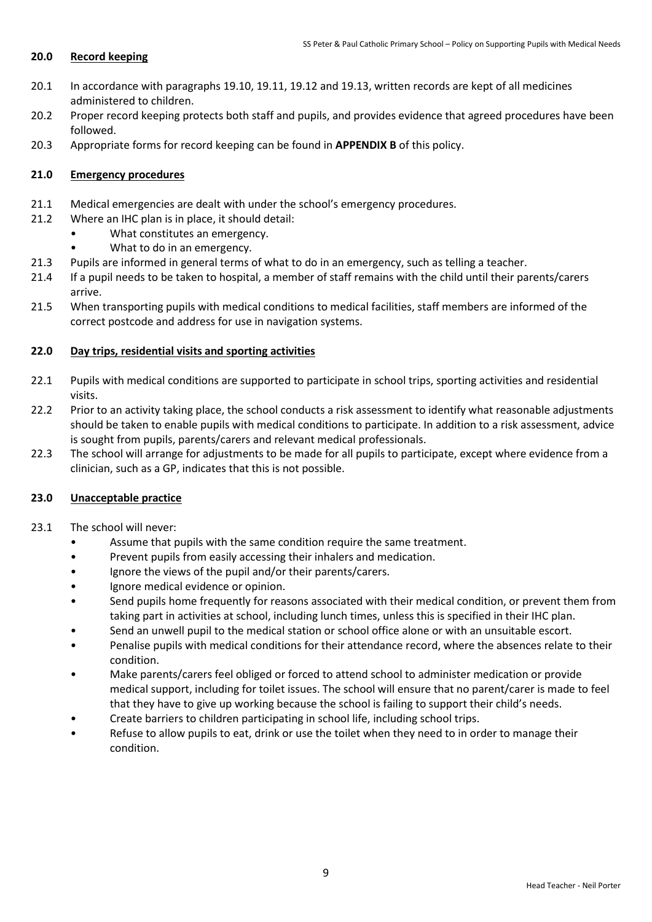## 20.0 Record keeping

20.1 In accordance with paragraphs 19.10, 19.11, 19.12 and 19.13, written records are kept of all medicines administered to children.

20.2 Proper record keeping protects both staff and pupils, and provides evidence that agreed procedures have been followed.

20.3 Appropriate forms for record keeping can be found in **APPENDIX B** of this policy.

## 21.0 Emergency procedures

21.1 Medical emergencies are dealt with under the school's emergency procedures.

21.2 Where an IHC plan is in place, it should detail:

- What constitutes an emergency.
- What to do in an emergency.

21.3 Pupils are informed in general terms of what to do in an emergency, such as telling a teacher.

21.4 If a pupil needs to be taken to hospital, a member of staff remains with the child until their parents/carers arrive.

21.5 When transporting pupils with medical conditions to medical facilities, staff members are informed of the correct postcode and address for use in navigation systems.

## 22.0 Day trips, residential visits and sporting activities

22.1 Pupils with medical conditions are supported to participate in school trips, sporting activities and residential visits.

22.2 Prior to an activity taking place, the school conducts a risk assessment to identify what reasonable adjustments should be taken to enable pupils with medical conditions to participate. In addition to a risk assessment, advice is sought from pupils, parents/carers and relevant medical professionals.

22.3 The school will arrange for adjustments to be made for all pupils to participate, except where evidence from a clinician, such as a GP, indicates that this is not possible.

## 23.0 Unacceptable practice

23.1 The school will never:

- Assume that pupils with the same condition require the same treatment.
- Prevent pupils from easily accessing their inhalers and medication.
- Ignore the views of the pupil and/or their parents/carers.
- Ignore medical evidence or opinion.
- Send pupils home frequently for reasons associated with their medical condition, or prevent them from taking part in activities at school, including lunch times, unless this is specified in their IHC plan.
- Send an unwell pupil to the medical station or school office alone or with an unsuitable escort.
- Penalise pupils with medical conditions for their attendance record, where the absences relate to their condition.
- Make parents/carers feel obliged or forced to attend school to administer medication or provide medical support, including for toilet issues. The school will ensure that no parent/carer is made to feel that they have to give up working because the school is failing to support their child's needs.
- Create barriers to children participating in school life, including school trips.
- Refuse to allow pupils to eat, drink or use the toilet when they need to in order to manage their condition.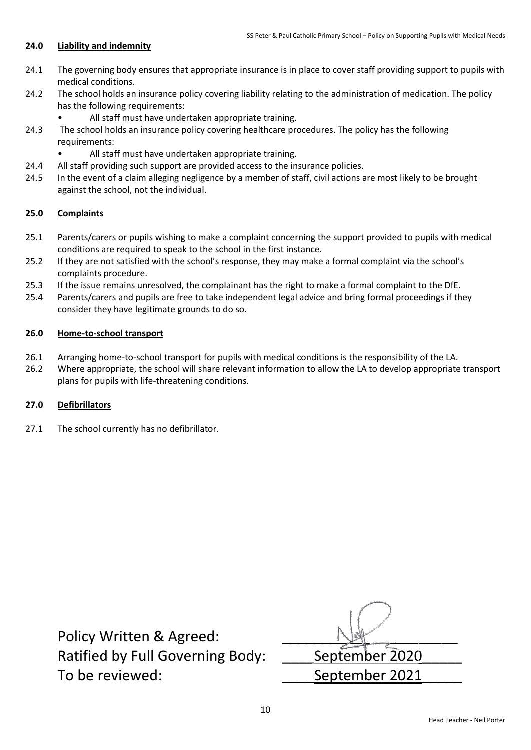## 24.0 Liability and indemnity

24.1 The governing body ensures that appropriate insurance is in place to cover staff providing support to pupils with medical conditions.

24.2 The school holds an insurance policy covering liability relating to the administration of medication. The policy has the following requirements:

- All staff must have undertaken appropriate training.

24.3 The school holds an insurance policy covering healthcare procedures. The policy has the following requirements:

- All staff must have undertaken appropriate training.

24.4 All staff providing such support are provided access to the insurance policies.

24.5 In the event of a claim alleging negligence by a member of staff, civil actions are most likely to be brought against the school, not the individual.

## 25.0 Complaints

25.1 Parents/carers or pupils wishing to make a complaint concerning the support provided to pupils with medical conditions are required to speak to the school in the first instance.

25.2 If they are not satisfied with the school's response, they may make a formal complaint via the school's complaints procedure.

25.3 If the issue remains unresolved, the complainant has the right to make a formal complaint to the DfE.

25.4 Parents/carers and pupils are free to take independent legal advice and bring formal proceedings if they consider they have legitimate grounds to do so.

## 26.0 Home-to-school transport

26.1 Arranging home-to-school transport for pupils with medical conditions is the responsibility of the LA.

26.2 Where appropriate, the school will share relevant information to allow the LA to develop appropriate transport plans for pupils with life-threatening conditions.

## 27.0 Defibrillators

27.1 The school currently has no defibrillator.

Policy Written & Agreed: ____________________

Ratified by Full Governing Body: ____September 2020_____

To be reviewed: ____September 2021_____

Head Teacher - Neil Porter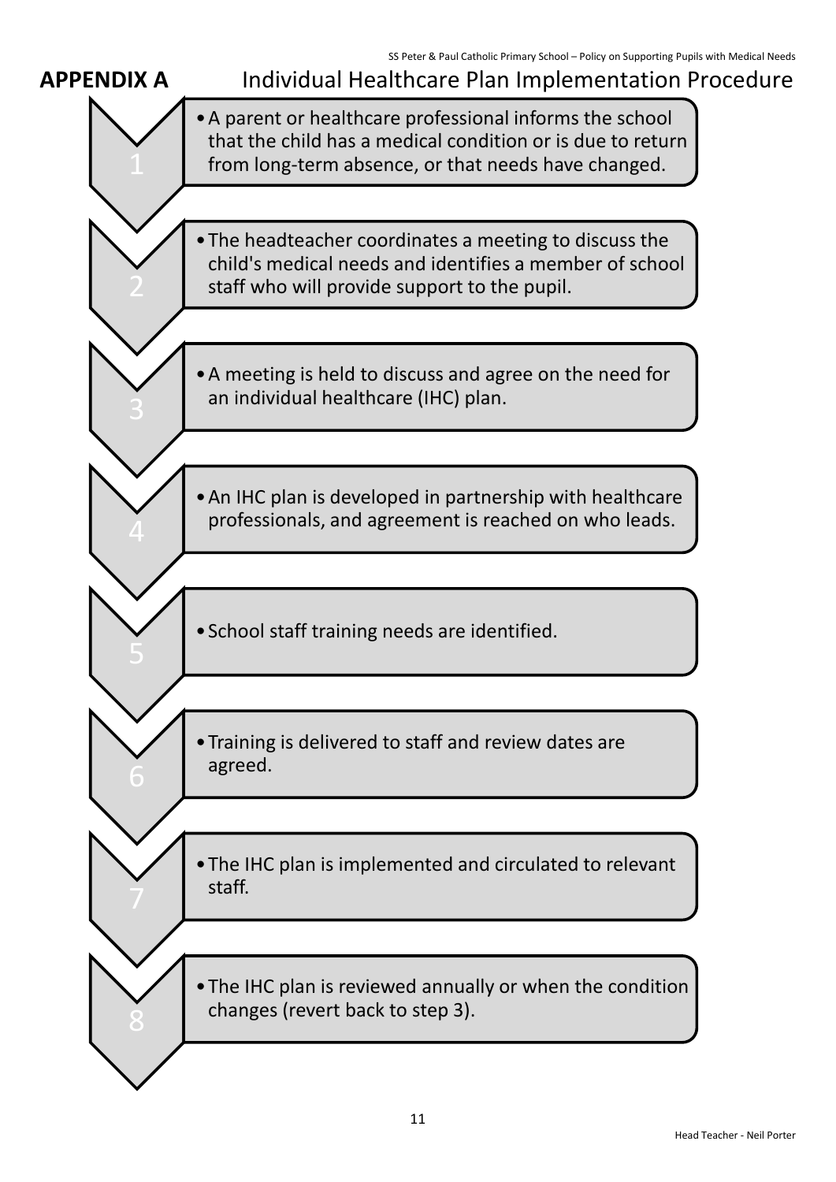## APPENDIX A Individual Healthcare Plan Implementation Procedure

1. A parent or healthcare professional informs the school that the child has a medical condition or is due to return from long-term absence, or that needs have changed.
2. The headteacher coordinates a meeting to discuss the child's medical needs and identifies a member of school staff who will provide support to the pupil.
3. A meeting is held to discuss and agree on the need for an individual healthcare (IHC) plan.
4. An IHC plan is developed in partnership with healthcare professionals, and agreement is reached on who leads.
5. School staff training needs are identified.
6. Training is delivered to staff and review dates are agreed.
7. The IHC plan is implemented and circulated to relevant staff.
8. The IHC plan is reviewed annually or when the condition changes (revert back to step 3).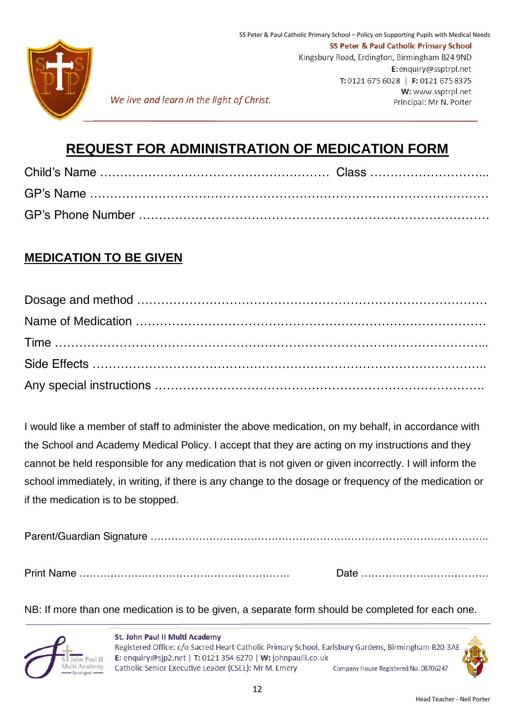# REQUEST FOR ADMINISTRATION OF MEDICATION FORM

Child's Name ……………………………………………………… Class ………………………...

GP's Name …………………………………………………………………………………………

GP's Phone Number ……………………………………………………………………………

## MEDICATION TO BE GIVEN

Dosage and method ……………………………………………………………………………

Name of Medication ……………………………………………………………………………

Time ………………………………………………………………………………………………...

Side Effects ……………………………………………………………………………………….

Any special instructions ………………………………………………………………………….

I would like a member of staff to administer the above medication, on my behalf, in accordance with the School and Academy Medical Policy. I accept that they are acting on my instructions and they cannot be held responsible for any medication that is not given or given incorrectly. I will inform the school immediately, in writing, if there is any change to the dosage or frequency of the medication or if the medication is to be stopped.

Parent/Guardian Signature ……………………………………………………………………………….

Print Name …………………………………………………… Date ……………………………….

NB: If more than one medication is to be given, a separate form should be completed for each one.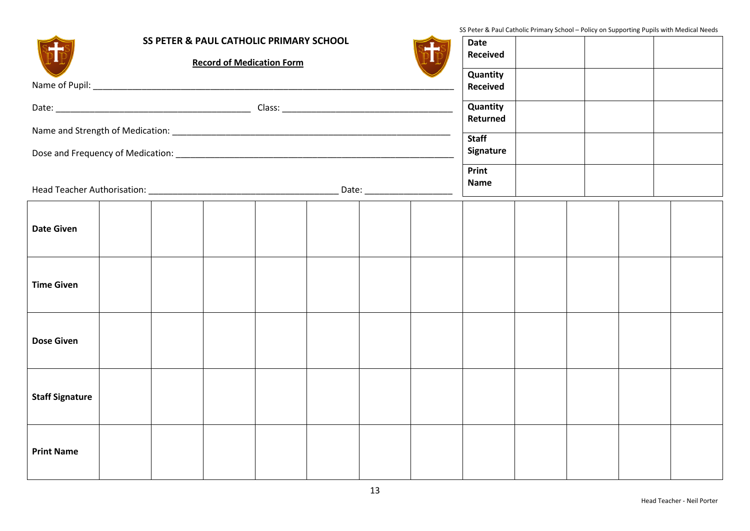## SS PETER & PAUL CATHOLIC PRIMARY SCHOOL

**Record of Medication Form**

Name of Pupil: ___________________________________________________________

Date: ______________________________ Class: ___________________________

Name and Strength of Medication: _________________________________________

Dose and Frequency of Medication: ________________________________________

Head Teacher Authorisation: _____________________________ Date: ______________

| | | | |
|---|---|---|---|
| **Date Received** | | | |
| **Quantity Received** | | | |
| **Quantity Returned** | | | |
| **Staff Signature** | | | |
| **Print Name** | | | |

| | | | | | | | | | | | | |
|---|---|---|---|---|---|---|---|---|---|---|---|---|
| **Date Given** | | | | | | | | | | | | |
| **Time Given** | | | | | | | | | | | | |
| **Dose Given** | | | | | | | | | | | | |
| **Staff Signature** | | | | | | | | | | | | |
| **Print Name** | | | | | | | | | | | | |